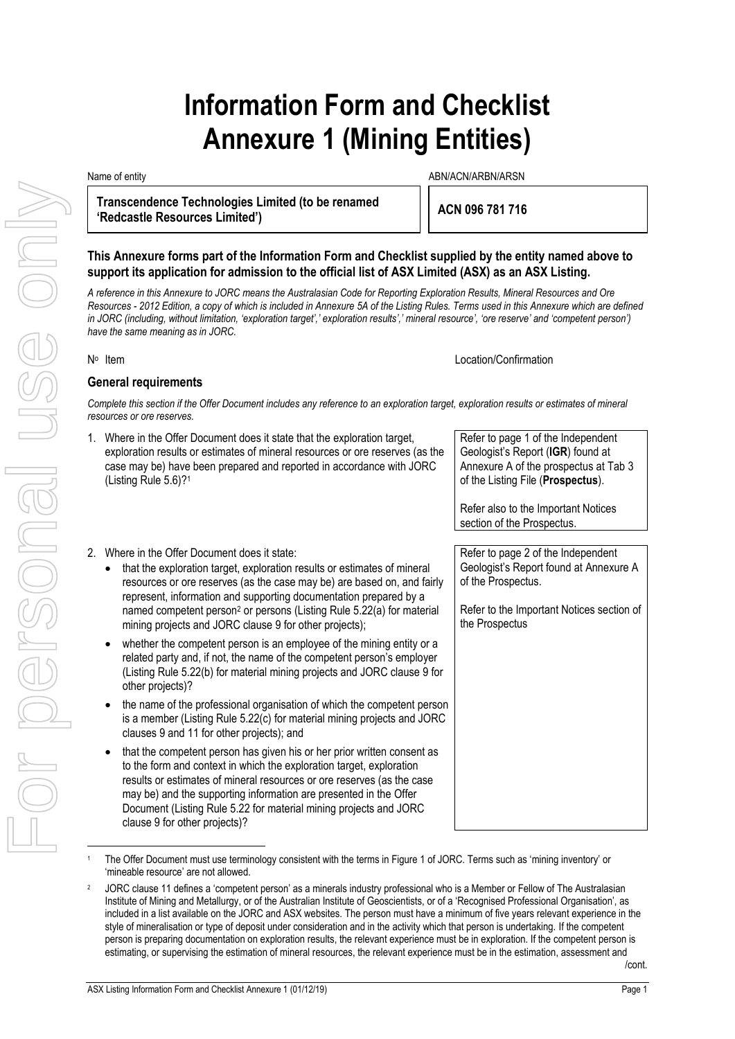# Information Form and Checklist Annexure 1 (Mining Entities)

| Name of entity | ABN/ACN/ARBN/ARSN |
| --- | --- |
| **Transcendence Technologies Limited (to be renamed 'Redcastle Resources Limited')** | **ACN 096 781 716** |

**This Annexure forms part of the Information Form and Checklist supplied by the entity named above to support its application for admission to the official list of ASX Limited (ASX) as an ASX Listing.**

*A reference in this Annexure to JORC means the Australasian Code for Reporting Exploration Results, Mineral Resources and Ore Resources - 2012 Edition, a copy of which is included in Annexure 5A of the Listing Rules. Terms used in this Annexure which are defined in JORC (including, without limitation, 'exploration target',' exploration results',' mineral resource', 'ore reserve' and 'competent person') have the same meaning as in JORC.*

| Nº Item | Location/Confirmation |
| --- | --- |

## General requirements

*Complete this section if the Offer Document includes any reference to an exploration target, exploration results or estimates of mineral resources or ore reserves.*

| Item | Location/Confirmation |
| --- | --- |
| 1. Where in the Offer Document does it state that the exploration target, exploration results or estimates of mineral resources or ore reserves (as the case may be) have been prepared and reported in accordance with JORC (Listing Rule 5.6)?[1] | Refer to page 1 of the Independent Geologist's Report (**IGR**) found at Annexure A of the prospectus at Tab 3 of the Listing File (**Prospectus**).<br><br>Refer also to the Important Notices section of the Prospectus. |
| 2. Where in the Offer Document does it state:<br>• that the exploration target, exploration results or estimates of mineral resources or ore reserves (as the case may be) are based on, and fairly represent, information and supporting documentation prepared by a named competent person[2] or persons (Listing Rule 5.22(a) for material mining projects and JORC clause 9 for other projects);<br>• whether the competent person is an employee of the mining entity or a related party and, if not, the name of the competent person's employer (Listing Rule 5.22(b) for material mining projects and JORC clause 9 for other projects)?<br>• the name of the professional organisation of which the competent person is a member (Listing Rule 5.22(c) for material mining projects and JORC clauses 9 and 11 for other projects); and<br>• that the competent person has given his or her prior written consent as to the form and context in which the exploration target, exploration results or estimates of mineral resources or ore reserves (as the case may be) and the supporting information are presented in the Offer Document (Listing Rule 5.22 for material mining projects and JORC clause 9 for other projects)? | Refer to page 2 of the Independent Geologist's Report found at Annexure A of the Prospectus.<br><br>Refer to the Important Notices section of the Prospectus |

[1] The Offer Document must use terminology consistent with the terms in Figure 1 of JORC. Terms such as 'mining inventory' or 'mineable resource' are not allowed.

[2] JORC clause 11 defines a 'competent person' as a minerals industry professional who is a Member or Fellow of The Australasian Institute of Mining and Metallurgy, or of the Australian Institute of Geoscientists, or of a 'Recognised Professional Organisation', as included in a list available on the JORC and ASX websites. The person must have a minimum of five years relevant experience in the style of mineralisation or type of deposit under consideration and in the activity which that person is undertaking. If the competent person is preparing documentation on exploration results, the relevant experience must be in exploration. If the competent person is estimating, or supervising the estimation of mineral resources, the relevant experience must be in the estimation, assessment and /cont.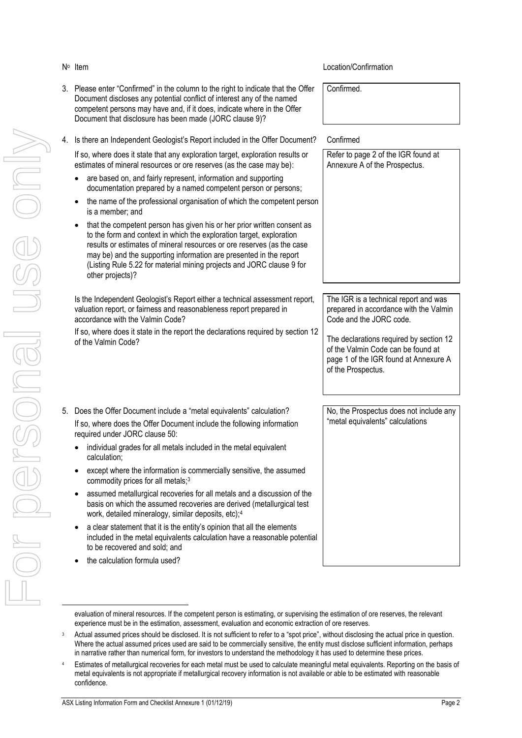| Nº | Item | Location/Confirmation |
|---|---|---|
| 3. | Please enter "Confirmed" in the column to the right to indicate that the Offer Document discloses any potential conflict of interest any of the named competent persons may have and, if it does, indicate where in the Offer Document that disclosure has been made (JORC clause 9)? | Confirmed. |
| 4. | Is there an Independent Geologist's Report included in the Offer Document? | Confirmed |
| | If so, where does it state that any exploration target, exploration results or estimates of mineral resources or ore reserves (as the case may be):<br>• are based on, and fairly represent, information and supporting documentation prepared by a named competent person or persons;<br>• the name of the professional organisation of which the competent person is a member; and<br>• that the competent person has given his or her prior written consent as to the form and context in which the exploration target, exploration results or estimates of mineral resources or ore reserves (as the case may be) and the supporting information are presented in the report (Listing Rule 5.22 for material mining projects and JORC clause 9 for other projects)? | Refer to page 2 of the IGR found at Annexure A of the Prospectus. |
| | Is the Independent Geologist's Report either a technical assessment report, valuation report, or fairness and reasonableness report prepared in accordance with the Valmin Code?<br>If so, where does it state in the report the declarations required by section 12 of the Valmin Code? | The IGR is a technical report and was prepared in accordance with the Valmin Code and the JORC code.<br>The declarations required by section 12 of the Valmin Code can be found at page 1 of the IGR found at Annexure A of the Prospectus. |
| 5. | Does the Offer Document include a "metal equivalents" calculation?<br>If so, where does the Offer Document include the following information required under JORC clause 50:<br>• individual grades for all metals included in the metal equivalent calculation;<br>• except where the information is commercially sensitive, the assumed commodity prices for all metals;[3]<br>• assumed metallurgical recoveries for all metals and a discussion of the basis on which the assumed recoveries are derived (metallurgical test work, detailed mineralogy, similar deposits, etc);[4]<br>• a clear statement that it is the entity's opinion that all the elements included in the metal equivalents calculation have a reasonable potential to be recovered and sold; and<br>• the calculation formula used? | No, the Prospectus does not include any "metal equivalents" calculations |

evaluation of mineral resources. If the competent person is estimating, or supervising the estimation of ore reserves, the relevant experience must be in the estimation, assessment, evaluation and economic extraction of ore reserves.

[3] Actual assumed prices should be disclosed. It is not sufficient to refer to a "spot price", without disclosing the actual price in question. Where the actual assumed prices used are said to be commercially sensitive, the entity must disclose sufficient information, perhaps in narrative rather than numerical form, for investors to understand the methodology it has used to determine these prices.

[4] Estimates of metallurgical recoveries for each metal must be used to calculate meaningful metal equivalents. Reporting on the basis of metal equivalents is not appropriate if metallurgical recovery information is not available or able to be estimated with reasonable confidence.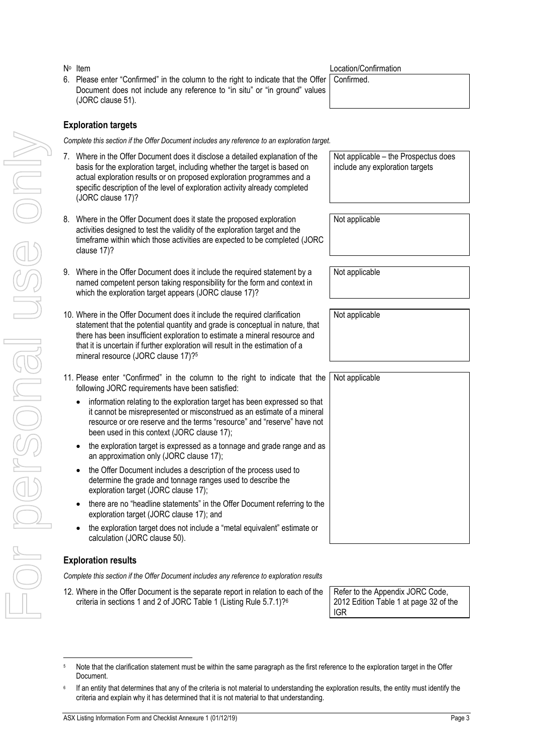| Nº Item | Location/Confirmation |
|---|---|
| 6. Please enter "Confirmed" in the column to the right to indicate that the Offer Document does not include any reference to "in situ" or "in ground" values (JORC clause 51). | Confirmed. |

## Exploration targets

*Complete this section if the Offer Document includes any reference to an exploration target.*

| Item | Location/Confirmation |
|---|---|
| 7. Where in the Offer Document does it disclose a detailed explanation of the basis for the exploration target, including whether the target is based on actual exploration results or on proposed exploration programmes and a specific description of the level of exploration activity already completed (JORC clause 17)? | Not applicable – the Prospectus does include any exploration targets |
| 8. Where in the Offer Document does it state the proposed exploration activities designed to test the validity of the exploration target and the timeframe within which those activities are expected to be completed (JORC clause 17)? | Not applicable |
| 9. Where in the Offer Document does it include the required statement by a named competent person taking responsibility for the form and context in which the exploration target appears (JORC clause 17)? | Not applicable |
| 10. Where in the Offer Document does it include the required clarification statement that the potential quantity and grade is conceptual in nature, that there has been insufficient exploration to estimate a mineral resource and that it is uncertain if further exploration will result in the estimation of a mineral resource (JORC clause 17)?[5] | Not applicable |
| 11. Please enter "Confirmed" in the column to the right to indicate that the following JORC requirements have been satisfied:<br>• information relating to the exploration target has been expressed so that it cannot be misrepresented or misconstrued as an estimate of a mineral resource or ore reserve and the terms "resource" and "reserve" have not been used in this context (JORC clause 17);<br>• the exploration target is expressed as a tonnage and grade range and as an approximation only (JORC clause 17);<br>• the Offer Document includes a description of the process used to determine the grade and tonnage ranges used to describe the exploration target (JORC clause 17);<br>• there are no "headline statements" in the Offer Document referring to the exploration target (JORC clause 17); and<br>• the exploration target does not include a "metal equivalent" estimate or calculation (JORC clause 50). | Not applicable |

## Exploration results

*Complete this section if the Offer Document includes any reference to exploration results*

| Item | Location/Confirmation |
|---|---|
| 12. Where in the Offer Document is the separate report in relation to each of the criteria in sections 1 and 2 of JORC Table 1 (Listing Rule 5.7.1)?[6] | Refer to the Appendix JORC Code, 2012 Edition Table 1 at page 32 of the IGR |

[5] Note that the clarification statement must be within the same paragraph as the first reference to the exploration target in the Offer Document.

[6] If an entity that determines that any of the criteria is not material to understanding the exploration results, the entity must identify the criteria and explain why it has determined that it is not material to that understanding.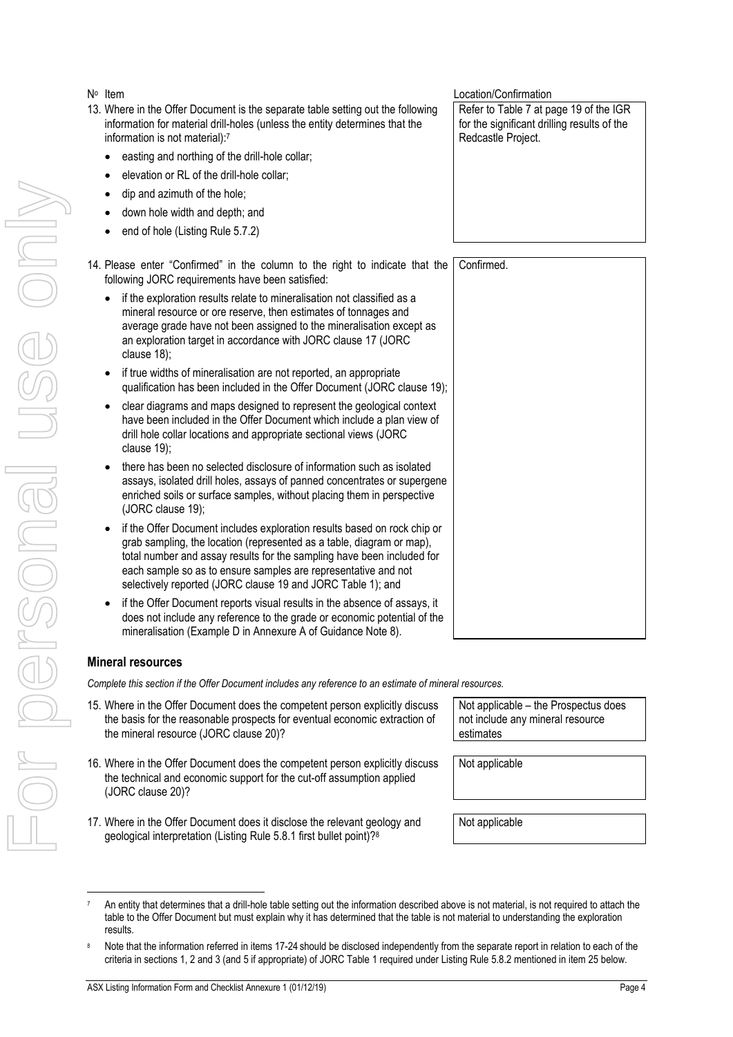| Nº Item | Location/Confirmation |
|---|---|
| 13. Where in the Offer Document is the separate table setting out the following information for material drill-holes (unless the entity determines that the information is not material):[7]<br>• easting and northing of the drill-hole collar;<br>• elevation or RL of the drill-hole collar;<br>• dip and azimuth of the hole;<br>• down hole width and depth; and<br>• end of hole (Listing Rule 5.7.2) | Refer to Table 7 at page 19 of the IGR for the significant drilling results of the Redcastle Project. |
| 14. Please enter "Confirmed" in the column to the right to indicate that the following JORC requirements have been satisfied:<br>• if the exploration results relate to mineralisation not classified as a mineral resource or ore reserve, then estimates of tonnages and average grade have not been assigned to the mineralisation except as an exploration target in accordance with JORC clause 17 (JORC clause 18);<br>• if true widths of mineralisation are not reported, an appropriate qualification has been included in the Offer Document (JORC clause 19);<br>• clear diagrams and maps designed to represent the geological context have been included in the Offer Document which include a plan view of drill hole collar locations and appropriate sectional views (JORC clause 19);<br>• there has been no selected disclosure of information such as isolated assays, isolated drill holes, assays of panned concentrates or supergene enriched soils or surface samples, without placing them in perspective (JORC clause 19);<br>• if the Offer Document includes exploration results based on rock chip or grab sampling, the location (represented as a table, diagram or map), total number and assay results for the sampling have been included for each sample so as to ensure samples are representative and not selectively reported (JORC clause 19 and JORC Table 1); and<br>• if the Offer Document reports visual results in the absence of assays, it does not include any reference to the grade or economic potential of the mineralisation (Example D in Annexure A of Guidance Note 8). | Confirmed. |

## Mineral resources

*Complete this section if the Offer Document includes any reference to an estimate of mineral resources.*

| Nº Item | Location/Confirmation |
|---|---|
| 15. Where in the Offer Document does the competent person explicitly discuss the basis for the reasonable prospects for eventual economic extraction of the mineral resource (JORC clause 20)? | Not applicable – the Prospectus does not include any mineral resource estimates |
| 16. Where in the Offer Document does the competent person explicitly discuss the technical and economic support for the cut-off assumption applied (JORC clause 20)? | Not applicable |
| 17. Where in the Offer Document does it disclose the relevant geology and geological interpretation (Listing Rule 5.8.1 first bullet point)?[8] | Not applicable |

[7] An entity that determines that a drill-hole table setting out the information described above is not material, is not required to attach the table to the Offer Document but must explain why it has determined that the table is not material to understanding the exploration results.

[8] Note that the information referred in items 17-24 should be disclosed independently from the separate report in relation to each of the criteria in sections 1, 2 and 3 (and 5 if appropriate) of JORC Table 1 required under Listing Rule 5.8.2 mentioned in item 25 below.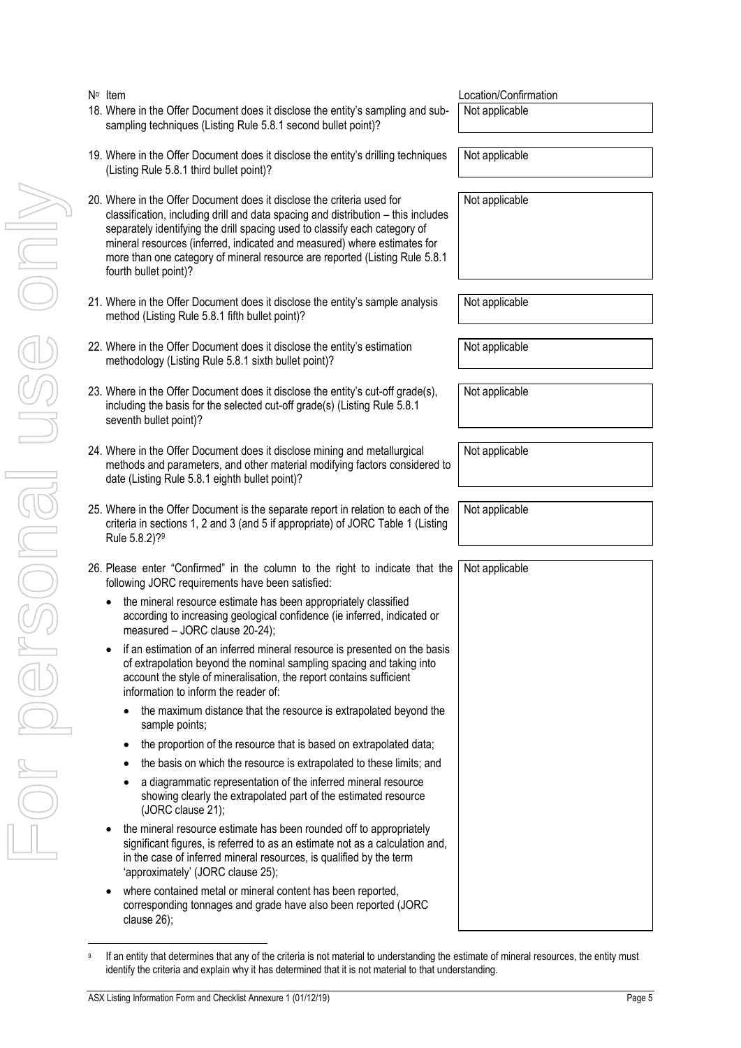| Nº Item | Location/Confirmation |
|---|---|
| 18. Where in the Offer Document does it disclose the entity's sampling and sub-sampling techniques (Listing Rule 5.8.1 second bullet point)? | Not applicable |
| 19. Where in the Offer Document does it disclose the entity's drilling techniques (Listing Rule 5.8.1 third bullet point)? | Not applicable |
| 20. Where in the Offer Document does it disclose the criteria used for classification, including drill and data spacing and distribution – this includes separately identifying the drill spacing used to classify each category of mineral resources (inferred, indicated and measured) where estimates for more than one category of mineral resource are reported (Listing Rule 5.8.1 fourth bullet point)? | Not applicable |
| 21. Where in the Offer Document does it disclose the entity's sample analysis method (Listing Rule 5.8.1 fifth bullet point)? | Not applicable |
| 22. Where in the Offer Document does it disclose the entity's estimation methodology (Listing Rule 5.8.1 sixth bullet point)? | Not applicable |
| 23. Where in the Offer Document does it disclose the entity's cut-off grade(s), including the basis for the selected cut-off grade(s) (Listing Rule 5.8.1 seventh bullet point)? | Not applicable |
| 24. Where in the Offer Document does it disclose mining and metallurgical methods and parameters, and other material modifying factors considered to date (Listing Rule 5.8.1 eighth bullet point)? | Not applicable |
| 25. Where in the Offer Document is the separate report in relation to each of the criteria in sections 1, 2 and 3 (and 5 if appropriate) of JORC Table 1 (Listing Rule 5.8.2)?[9] | Not applicable |
| 26. Please enter "Confirmed" in the column to the right to indicate that the following JORC requirements have been satisfied:<br>• the mineral resource estimate has been appropriately classified according to increasing geological confidence (ie inferred, indicated or measured – JORC clause 20-24);<br>• if an estimation of an inferred mineral resource is presented on the basis of extrapolation beyond the nominal sampling spacing and taking into account the style of mineralisation, the report contains sufficient information to inform the reader of:<br>  • the maximum distance that the resource is extrapolated beyond the sample points;<br>  • the proportion of the resource that is based on extrapolated data;<br>  • the basis on which the resource is extrapolated to these limits; and<br>  • a diagrammatic representation of the inferred mineral resource showing clearly the extrapolated part of the estimated resource (JORC clause 21);<br>• the mineral resource estimate has been rounded off to appropriately significant figures, is referred to as an estimate not as a calculation and, in the case of inferred mineral resources, is qualified by the term 'approximately' (JORC clause 25);<br>• where contained metal or mineral content has been reported, corresponding tonnages and grade have also been reported (JORC clause 26); | Not applicable |

[9] If an entity that determines that any of the criteria is not material to understanding the estimate of mineral resources, the entity must identify the criteria and explain why it has determined that it is not material to that understanding.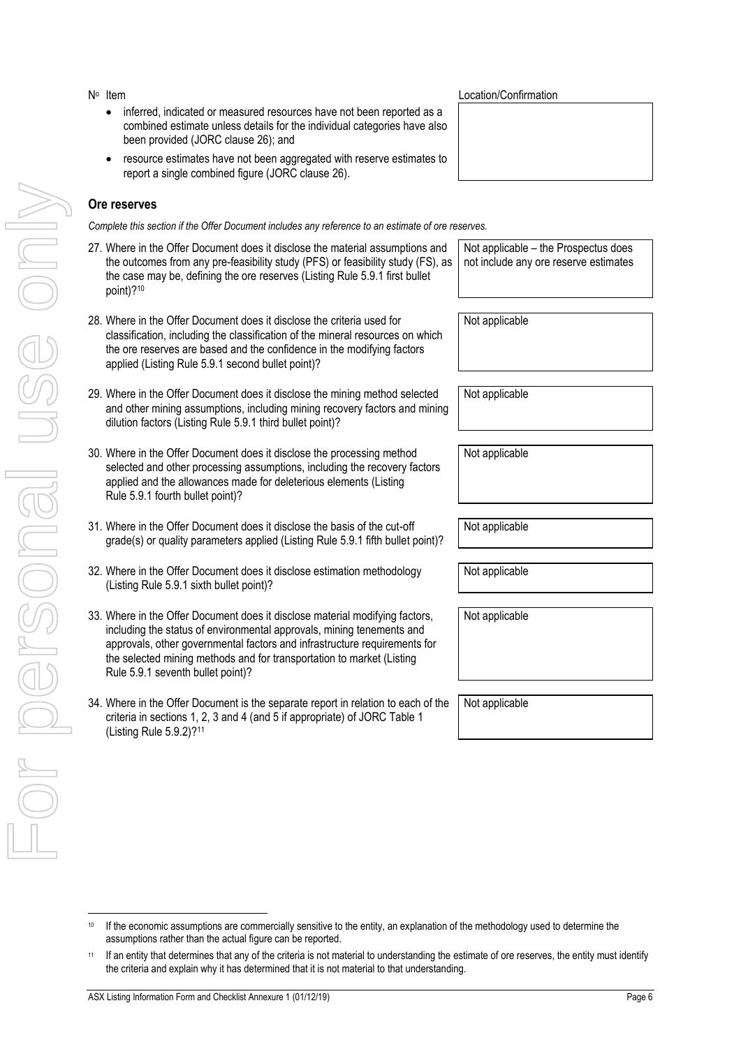| Nº | Item | Location/Confirmation |
|---|---|---|
| | • inferred, indicated or measured resources have not been reported as a combined estimate unless details for the individual categories have also been provided (JORC clause 26); and<br>• resource estimates have not been aggregated with reserve estimates to report a single combined figure (JORC clause 26). | |

## Ore reserves

*Complete this section if the Offer Document includes any reference to an estimate of ore reserves.*

| Nº | Item | Location/Confirmation |
|---|---|---|
| 27. | Where in the Offer Document does it disclose the material assumptions and the outcomes from any pre-feasibility study (PFS) or feasibility study (FS), as the case may be, defining the ore reserves (Listing Rule 5.9.1 first bullet point)?[10] | Not applicable – the Prospectus does not include any ore reserve estimates |
| 28. | Where in the Offer Document does it disclose the criteria used for classification, including the classification of the mineral resources on which the ore reserves are based and the confidence in the modifying factors applied (Listing Rule 5.9.1 second bullet point)? | Not applicable |
| 29. | Where in the Offer Document does it disclose the mining method selected and other mining assumptions, including mining recovery factors and mining dilution factors (Listing Rule 5.9.1 third bullet point)? | Not applicable |
| 30. | Where in the Offer Document does it disclose the processing method selected and other processing assumptions, including the recovery factors applied and the allowances made for deleterious elements (Listing Rule 5.9.1 fourth bullet point)? | Not applicable |
| 31. | Where in the Offer Document does it disclose the basis of the cut-off grade(s) or quality parameters applied (Listing Rule 5.9.1 fifth bullet point)? | Not applicable |
| 32. | Where in the Offer Document does it disclose estimation methodology (Listing Rule 5.9.1 sixth bullet point)? | Not applicable |
| 33. | Where in the Offer Document does it disclose material modifying factors, including the status of environmental approvals, mining tenements and approvals, other governmental factors and infrastructure requirements for the selected mining methods and for transportation to market (Listing Rule 5.9.1 seventh bullet point)? | Not applicable |
| 34. | Where in the Offer Document is the separate report in relation to each of the criteria in sections 1, 2, 3 and 4 (and 5 if appropriate) of JORC Table 1 (Listing Rule 5.9.2)?[11] | Not applicable |

[10] If the economic assumptions are commercially sensitive to the entity, an explanation of the methodology used to determine the assumptions rather than the actual figure can be reported.

[11] If an entity that determines that any of the criteria is not material to understanding the estimate of ore reserves, the entity must identify the criteria and explain why it has determined that it is not material to that understanding.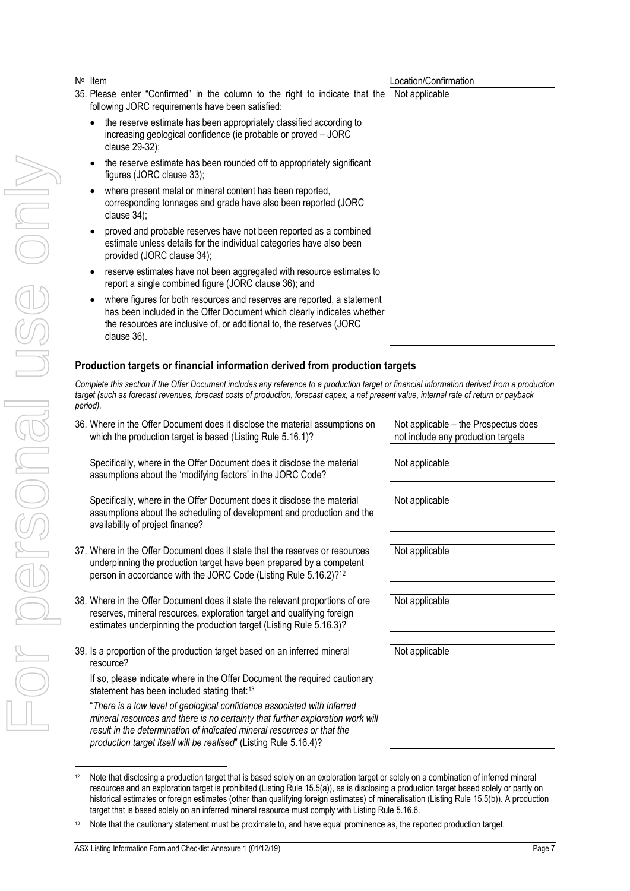| Nº Item | Location/Confirmation |
|---|---|
| 35. Please enter "Confirmed" in the column to the right to indicate that the following JORC requirements have been satisfied:<br>• the reserve estimate has been appropriately classified according to increasing geological confidence (ie probable or proved – JORC clause 29-32);<br>• the reserve estimate has been rounded off to appropriately significant figures (JORC clause 33);<br>• where present metal or mineral content has been reported, corresponding tonnages and grade have also been reported (JORC clause 34);<br>• proved and probable reserves have not been reported as a combined estimate unless details for the individual categories have also been provided (JORC clause 34);<br>• reserve estimates have not been aggregated with resource estimates to report a single combined figure (JORC clause 36); and<br>• where figures for both resources and reserves are reported, a statement has been included in the Offer Document which clearly indicates whether the resources are inclusive of, or additional to, the reserves (JORC clause 36). | Not applicable |

### Production targets or financial information derived from production targets

*Complete this section if the Offer Document includes any reference to a production target or financial information derived from a production target (such as forecast revenues, forecast costs of production, forecast capex, a net present value, internal rate of return or payback period).*

| Nº Item | Location/Confirmation |
|---|---|
| 36. Where in the Offer Document does it disclose the material assumptions on which the production target is based (Listing Rule 5.16.1)? | Not applicable – the Prospectus does not include any production targets |
| Specifically, where in the Offer Document does it disclose the material assumptions about the 'modifying factors' in the JORC Code? | Not applicable |
| Specifically, where in the Offer Document does it disclose the material assumptions about the scheduling of development and production and the availability of project finance? | Not applicable |
| 37. Where in the Offer Document does it state that the reserves or resources underpinning the production target have been prepared by a competent person in accordance with the JORC Code (Listing Rule 5.16.2)?[12] | Not applicable |
| 38. Where in the Offer Document does it state the relevant proportions of ore reserves, mineral resources, exploration target and qualifying foreign estimates underpinning the production target (Listing Rule 5.16.3)? | Not applicable |
| 39. Is a proportion of the production target based on an inferred mineral resource?<br>If so, please indicate where in the Offer Document the required cautionary statement has been included stating that:[13]<br>"*There is a low level of geological confidence associated with inferred mineral resources and there is no certainty that further exploration work will result in the determination of indicated mineral resources or that the production target itself will be realised*" (Listing Rule 5.16.4)? | Not applicable |

[12] Note that disclosing a production target that is based solely on an exploration target or solely on a combination of inferred mineral resources and an exploration target is prohibited (Listing Rule 15.5(a)), as is disclosing a production target based solely or partly on historical estimates or foreign estimates (other than qualifying foreign estimates) of mineralisation (Listing Rule 15.5(b)). A production target that is based solely on an inferred mineral resource must comply with Listing Rule 5.16.6.

[13] Note that the cautionary statement must be proximate to, and have equal prominence as, the reported production target.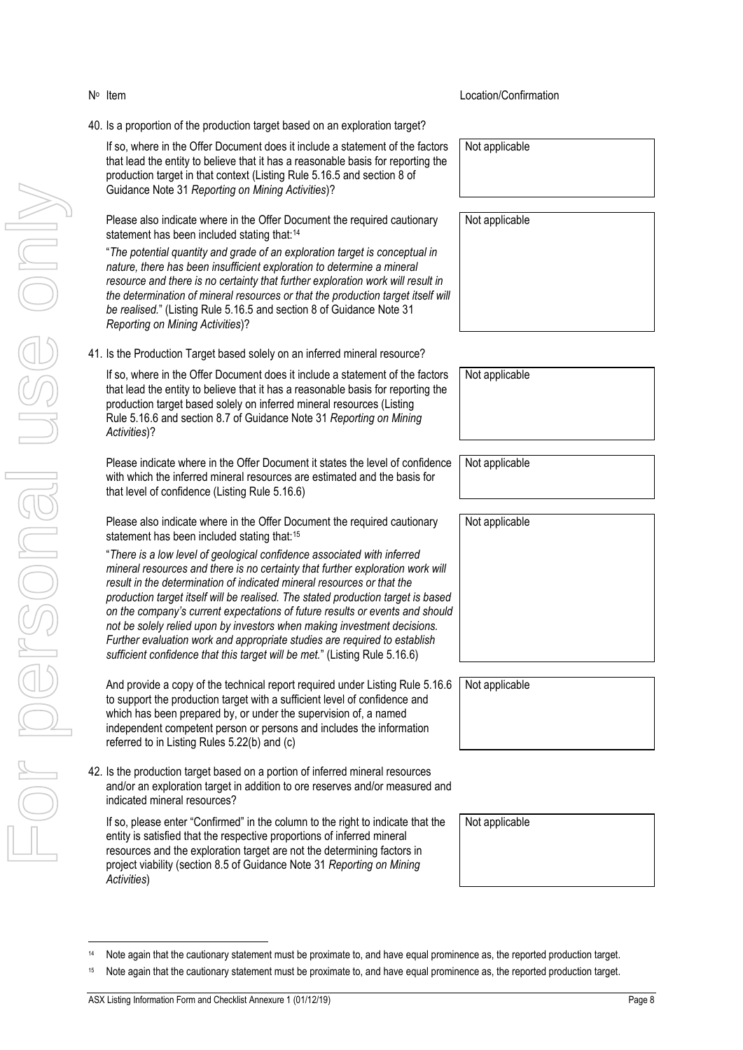| Nº | Item | Location/Confirmation |
|---|---|---|
| 40. | Is a proportion of the production target based on an exploration target? | |
| | If so, where in the Offer Document does it include a statement of the factors that lead the entity to believe that it has a reasonable basis for reporting the production target in that context (Listing Rule 5.16.5 and section 8 of Guidance Note 31 *Reporting on Mining Activities*)? | Not applicable |
| | Please also indicate where in the Offer Document the required cautionary statement has been included stating that:[14] "*The potential quantity and grade of an exploration target is conceptual in nature, there has been insufficient exploration to determine a mineral resource and there is no certainty that further exploration work will result in the determination of mineral resources or that the production target itself will be realised.*" (Listing Rule 5.16.5 and section 8 of Guidance Note 31 *Reporting on Mining Activities*)? | Not applicable |
| 41. | Is the Production Target based solely on an inferred mineral resource? | |
| | If so, where in the Offer Document does it include a statement of the factors that lead the entity to believe that it has a reasonable basis for reporting the production target based solely on inferred mineral resources (Listing Rule 5.16.6 and section 8.7 of Guidance Note 31 *Reporting on Mining Activities*)? | Not applicable |
| | Please indicate where in the Offer Document it states the level of confidence with which the inferred mineral resources are estimated and the basis for that level of confidence (Listing Rule 5.16.6) | Not applicable |
| | Please also indicate where in the Offer Document the required cautionary statement has been included stating that:[15] "*There is a low level of geological confidence associated with inferred mineral resources and there is no certainty that further exploration work will result in the determination of indicated mineral resources or that the production target itself will be realised. The stated production target is based on the company's current expectations of future results or events and should not be solely relied upon by investors when making investment decisions. Further evaluation work and appropriate studies are required to establish sufficient confidence that this target will be met.*" (Listing Rule 5.16.6) | Not applicable |
| | And provide a copy of the technical report required under Listing Rule 5.16.6 to support the production target with a sufficient level of confidence and which has been prepared by, or under the supervision of, a named independent competent person or persons and includes the information referred to in Listing Rules 5.22(b) and (c) | Not applicable |
| 42. | Is the production target based on a portion of inferred mineral resources and/or an exploration target in addition to ore reserves and/or measured and indicated mineral resources? | |
| | If so, please enter "Confirmed" in the column to the right to indicate that the entity is satisfied that the respective proportions of inferred mineral resources and the exploration target are not the determining factors in project viability (section 8.5 of Guidance Note 31 *Reporting on Mining Activities*) | Not applicable |

[14] Note again that the cautionary statement must be proximate to, and have equal prominence as, the reported production target.

[15] Note again that the cautionary statement must be proximate to, and have equal prominence as, the reported production target.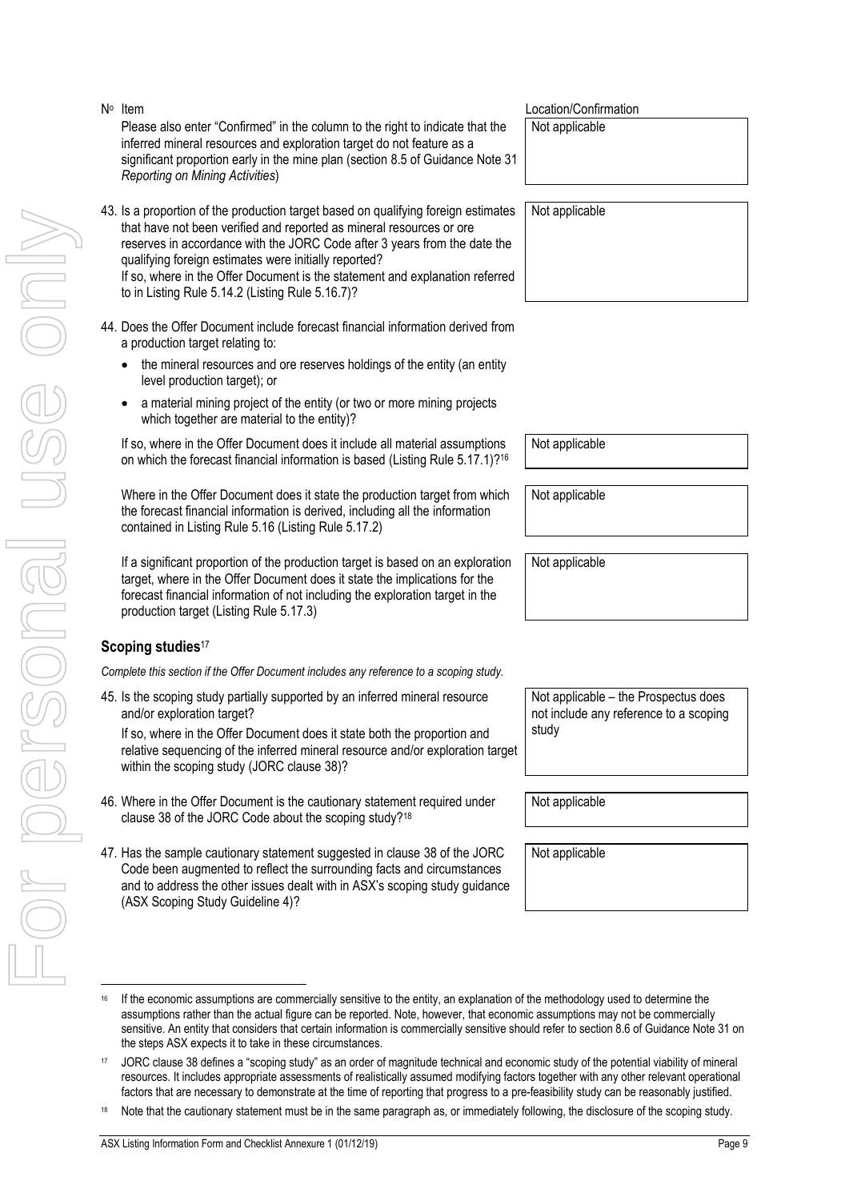| Nº Item | Location/Confirmation |
|---|---|
| Please also enter "Confirmed" in the column to the right to indicate that the inferred mineral resources and exploration target do not feature as a significant proportion early in the mine plan (section 8.5 of Guidance Note 31 *Reporting on Mining Activities*) | Not applicable |
| 43. Is a proportion of the production target based on qualifying foreign estimates that have not been verified and reported as mineral resources or ore reserves in accordance with the JORC Code after 3 years from the date the qualifying foreign estimates were initially reported? If so, where in the Offer Document is the statement and explanation referred to in Listing Rule 5.14.2 (Listing Rule 5.16.7)? | Not applicable |
| 44. Does the Offer Document include forecast financial information derived from a production target relating to: • the mineral resources and ore reserves holdings of the entity (an entity level production target); or • a material mining project of the entity (or two or more mining projects which together are material to the entity)? | |
| If so, where in the Offer Document does it include all material assumptions on which the forecast financial information is based (Listing Rule 5.17.1)?[16] | Not applicable |
| Where in the Offer Document does it state the production target from which the forecast financial information is derived, including all the information contained in Listing Rule 5.16 (Listing Rule 5.17.2) | Not applicable |
| If a significant proportion of the production target is based on an exploration target, where in the Offer Document does it state the implications for the forecast financial information of not including the exploration target in the production target (Listing Rule 5.17.3) | Not applicable |

### Scoping studies[17]

*Complete this section if the Offer Document includes any reference to a scoping study.*

| Item | Location/Confirmation |
|---|---|
| 45. Is the scoping study partially supported by an inferred mineral resource and/or exploration target? If so, where in the Offer Document does it state both the proportion and relative sequencing of the inferred mineral resource and/or exploration target within the scoping study (JORC clause 38)? | Not applicable – the Prospectus does not include any reference to a scoping study |
| 46. Where in the Offer Document is the cautionary statement required under clause 38 of the JORC Code about the scoping study?[18] | Not applicable |
| 47. Has the sample cautionary statement suggested in clause 38 of the JORC Code been augmented to reflect the surrounding facts and circumstances and to address the other issues dealt with in ASX's scoping study guidance (ASX Scoping Study Guideline 4)? | Not applicable |

[16] If the economic assumptions are commercially sensitive to the entity, an explanation of the methodology used to determine the assumptions rather than the actual figure can be reported. Note, however, that economic assumptions may not be commercially sensitive. An entity that considers that certain information is commercially sensitive should refer to section 8.6 of Guidance Note 31 on the steps ASX expects it to take in these circumstances.

[17] JORC clause 38 defines a "scoping study" as an order of magnitude technical and economic study of the potential viability of mineral resources. It includes appropriate assessments of realistically assumed modifying factors together with any other relevant operational factors that are necessary to demonstrate at the time of reporting that progress to a pre-feasibility study can be reasonably justified.

[18] Note that the cautionary statement must be in the same paragraph as, or immediately following, the disclosure of the scoping study.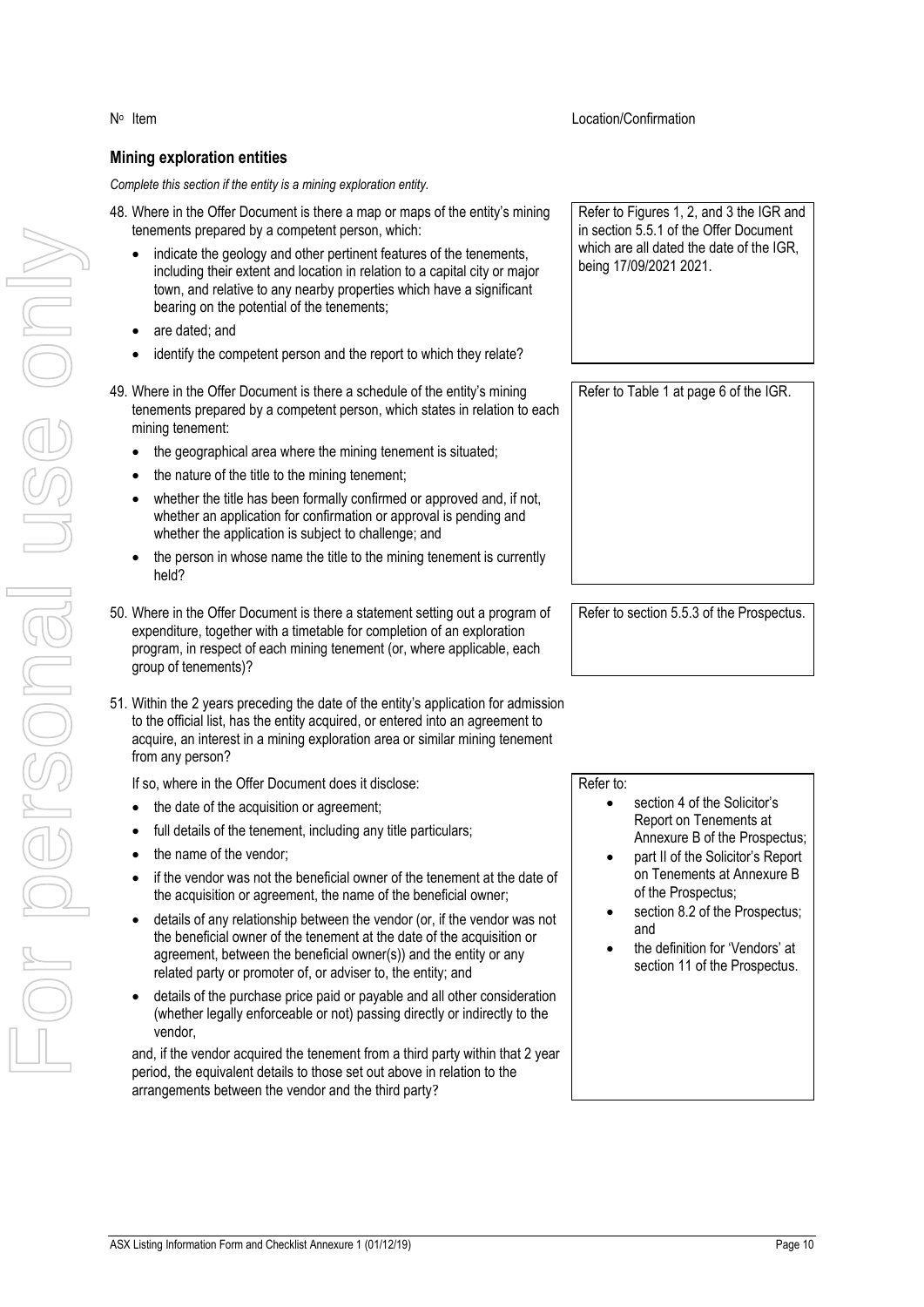| Nº Item | Location/Confirmation |
|---|---|
| **Mining exploration entities**<br>*Complete this section if the entity is a mining exploration entity.* | |
| 48. Where in the Offer Document is there a map or maps of the entity's mining tenements prepared by a competent person, which:<br>• indicate the geology and other pertinent features of the tenements, including their extent and location in relation to a capital city or major town, and relative to any nearby properties which have a significant bearing on the potential of the tenements;<br>• are dated; and<br>• identify the competent person and the report to which they relate? | Refer to Figures 1, 2, and 3 the IGR and in section 5.5.1 of the Offer Document which are all dated the date of the IGR, being 17/09/2021 2021. |
| 49. Where in the Offer Document is there a schedule of the entity's mining tenements prepared by a competent person, which states in relation to each mining tenement:<br>• the geographical area where the mining tenement is situated;<br>• the nature of the title to the mining tenement;<br>• whether the title has been formally confirmed or approved and, if not, whether an application for confirmation or approval is pending and whether the application is subject to challenge; and<br>• the person in whose name the title to the mining tenement is currently held? | Refer to Table 1 at page 6 of the IGR. |
| 50. Where in the Offer Document is there a statement setting out a program of expenditure, together with a timetable for completion of an exploration program, in respect of each mining tenement (or, where applicable, each group of tenements)? | Refer to section 5.5.3 of the Prospectus. |
| 51. Within the 2 years preceding the date of the entity's application for admission to the official list, has the entity acquired, or entered into an agreement to acquire, an interest in a mining exploration area or similar mining tenement from any person?<br><br>If so, where in the Offer Document does it disclose:<br>• the date of the acquisition or agreement;<br>• full details of the tenement, including any title particulars;<br>• the name of the vendor;<br>• if the vendor was not the beneficial owner of the tenement at the date of the acquisition or agreement, the name of the beneficial owner;<br>• details of any relationship between the vendor (or, if the vendor was not the beneficial owner of the tenement at the date of the acquisition or agreement, between the beneficial owner(s)) and the entity or any related party or promoter of, or adviser to, the entity; and<br>• details of the purchase price paid or payable and all other consideration (whether legally enforceable or not) passing directly or indirectly to the vendor,<br><br>and, if the vendor acquired the tenement from a third party within that 2 year period, the equivalent details to those set out above in relation to the arrangements between the vendor and the third party? | Refer to:<br>• section 4 of the Solicitor's Report on Tenements at Annexure B of the Prospectus;<br>• part II of the Solicitor's Report on Tenements at Annexure B of the Prospectus;<br>• section 8.2 of the Prospectus; and<br>• the definition for 'Vendors' at section 11 of the Prospectus. |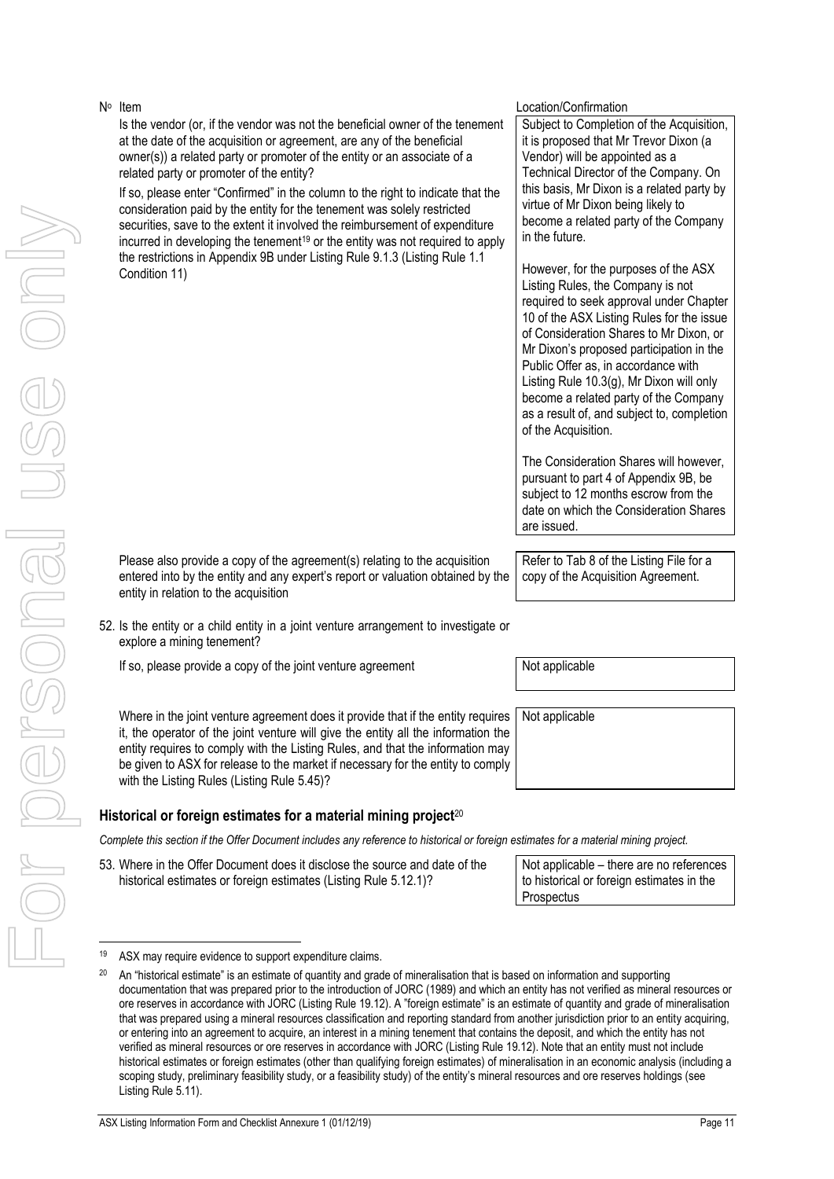| Nº Item | Location/Confirmation |
|---|---|
| Is the vendor (or, if the vendor was not the beneficial owner of the tenement at the date of the acquisition or agreement, are any of the beneficial owner(s)) a related party or promoter of the entity or an associate of a related party or promoter of the entity?<br><br>If so, please enter "Confirmed" in the column to the right to indicate that the consideration paid by the entity for the tenement was solely restricted securities, save to the extent it involved the reimbursement of expenditure incurred in developing the tenement[19] or the entity was not required to apply the restrictions in Appendix 9B under Listing Rule 9.1.3 (Listing Rule 1.1 Condition 11) | Subject to Completion of the Acquisition, it is proposed that Mr Trevor Dixon (a Vendor) will be appointed as a Technical Director of the Company. On this basis, Mr Dixon is a related party by virtue of Mr Dixon being likely to become a related party of the Company in the future.<br><br>However, for the purposes of the ASX Listing Rules, the Company is not required to seek approval under Chapter 10 of the ASX Listing Rules for the issue of Consideration Shares to Mr Dixon, or Mr Dixon's proposed participation in the Public Offer as, in accordance with Listing Rule 10.3(g), Mr Dixon will only become a related party of the Company as a result of, and subject to, completion of the Acquisition.<br><br>The Consideration Shares will however, pursuant to part 4 of Appendix 9B, be subject to 12 months escrow from the date on which the Consideration Shares are issued. |
| Please also provide a copy of the agreement(s) relating to the acquisition entered into by the entity and any expert's report or valuation obtained by the entity in relation to the acquisition | Refer to Tab 8 of the Listing File for a copy of the Acquisition Agreement. |
| 52. Is the entity or a child entity in a joint venture arrangement to investigate or explore a mining tenement? | |
| If so, please provide a copy of the joint venture agreement | Not applicable |
| Where in the joint venture agreement does it provide that if the entity requires it, the operator of the joint venture will give the entity all the information the entity requires to comply with the Listing Rules, and that the information may be given to ASX for release to the market if necessary for the entity to comply with the Listing Rules (Listing Rule 5.45)? | Not applicable |

## Historical or foreign estimates for a material mining project[20]

*Complete this section if the Offer Document includes any reference to historical or foreign estimates for a material mining project.*

| | |
|---|---|
| 53. Where in the Offer Document does it disclose the source and date of the historical estimates or foreign estimates (Listing Rule 5.12.1)? | Not applicable – there are no references to historical or foreign estimates in the Prospectus |

[19] ASX may require evidence to support expenditure claims.

[20] An "historical estimate" is an estimate of quantity and grade of mineralisation that is based on information and supporting documentation that was prepared prior to the introduction of JORC (1989) and which an entity has not verified as mineral resources or ore reserves in accordance with JORC (Listing Rule 19.12). A "foreign estimate" is an estimate of quantity and grade of mineralisation that was prepared using a mineral resources classification and reporting standard from another jurisdiction prior to an entity acquiring, or entering into an agreement to acquire, an interest in a mining tenement that contains the deposit, and which the entity has not verified as mineral resources or ore reserves in accordance with JORC (Listing Rule 19.12). Note that an entity must not include historical estimates or foreign estimates (other than qualifying foreign estimates) of mineralisation in an economic analysis (including a scoping study, preliminary feasibility study, or a feasibility study) of the entity's mineral resources and ore reserves holdings (see Listing Rule 5.11).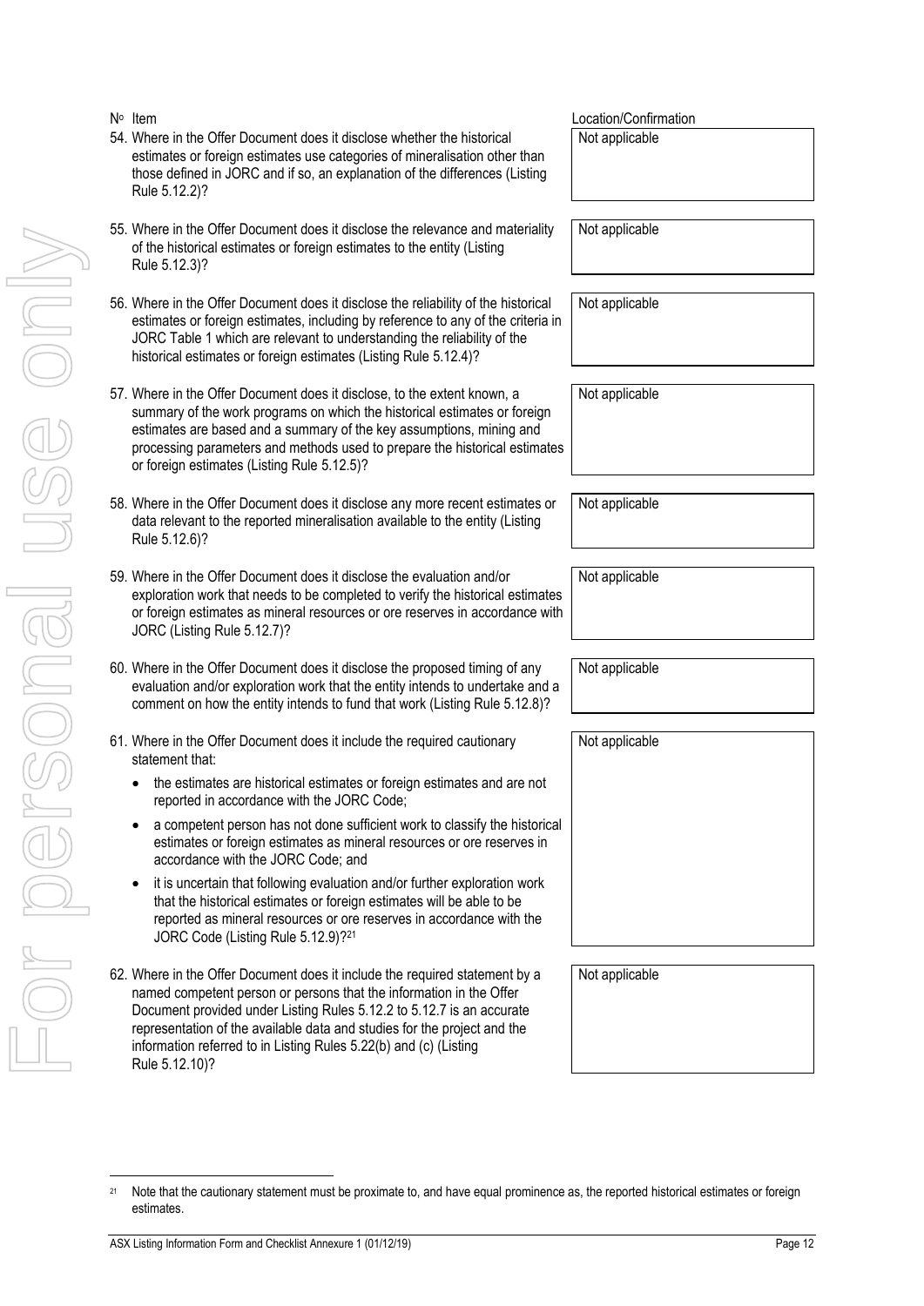| Nº Item | Location/Confirmation |
|---|---|
| 54. Where in the Offer Document does it disclose whether the historical estimates or foreign estimates use categories of mineralisation other than those defined in JORC and if so, an explanation of the differences (Listing Rule 5.12.2)? | Not applicable |
| 55. Where in the Offer Document does it disclose the relevance and materiality of the historical estimates or foreign estimates to the entity (Listing Rule 5.12.3)? | Not applicable |
| 56. Where in the Offer Document does it disclose the reliability of the historical estimates or foreign estimates, including by reference to any of the criteria in JORC Table 1 which are relevant to understanding the reliability of the historical estimates or foreign estimates (Listing Rule 5.12.4)? | Not applicable |
| 57. Where in the Offer Document does it disclose, to the extent known, a summary of the work programs on which the historical estimates or foreign estimates are based and a summary of the key assumptions, mining and processing parameters and methods used to prepare the historical estimates or foreign estimates (Listing Rule 5.12.5)? | Not applicable |
| 58. Where in the Offer Document does it disclose any more recent estimates or data relevant to the reported mineralisation available to the entity (Listing Rule 5.12.6)? | Not applicable |
| 59. Where in the Offer Document does it disclose the evaluation and/or exploration work that needs to be completed to verify the historical estimates or foreign estimates as mineral resources or ore reserves in accordance with JORC (Listing Rule 5.12.7)? | Not applicable |
| 60. Where in the Offer Document does it disclose the proposed timing of any evaluation and/or exploration work that the entity intends to undertake and a comment on how the entity intends to fund that work (Listing Rule 5.12.8)? | Not applicable |
| 61. Where in the Offer Document does it include the required cautionary statement that: <br>• the estimates are historical estimates or foreign estimates and are not reported in accordance with the JORC Code; <br>• a competent person has not done sufficient work to classify the historical estimates or foreign estimates as mineral resources or ore reserves in accordance with the JORC Code; and <br>• it is uncertain that following evaluation and/or further exploration work that the historical estimates or foreign estimates will be able to be reported as mineral resources or ore reserves in accordance with the JORC Code (Listing Rule 5.12.9)?[21] | Not applicable |
| 62. Where in the Offer Document does it include the required statement by a named competent person or persons that the information in the Offer Document provided under Listing Rules 5.12.2 to 5.12.7 is an accurate representation of the available data and studies for the project and the information referred to in Listing Rules 5.22(b) and (c) (Listing Rule 5.12.10)? | Not applicable |

[21] Note that the cautionary statement must be proximate to, and have equal prominence as, the reported historical estimates or foreign estimates.